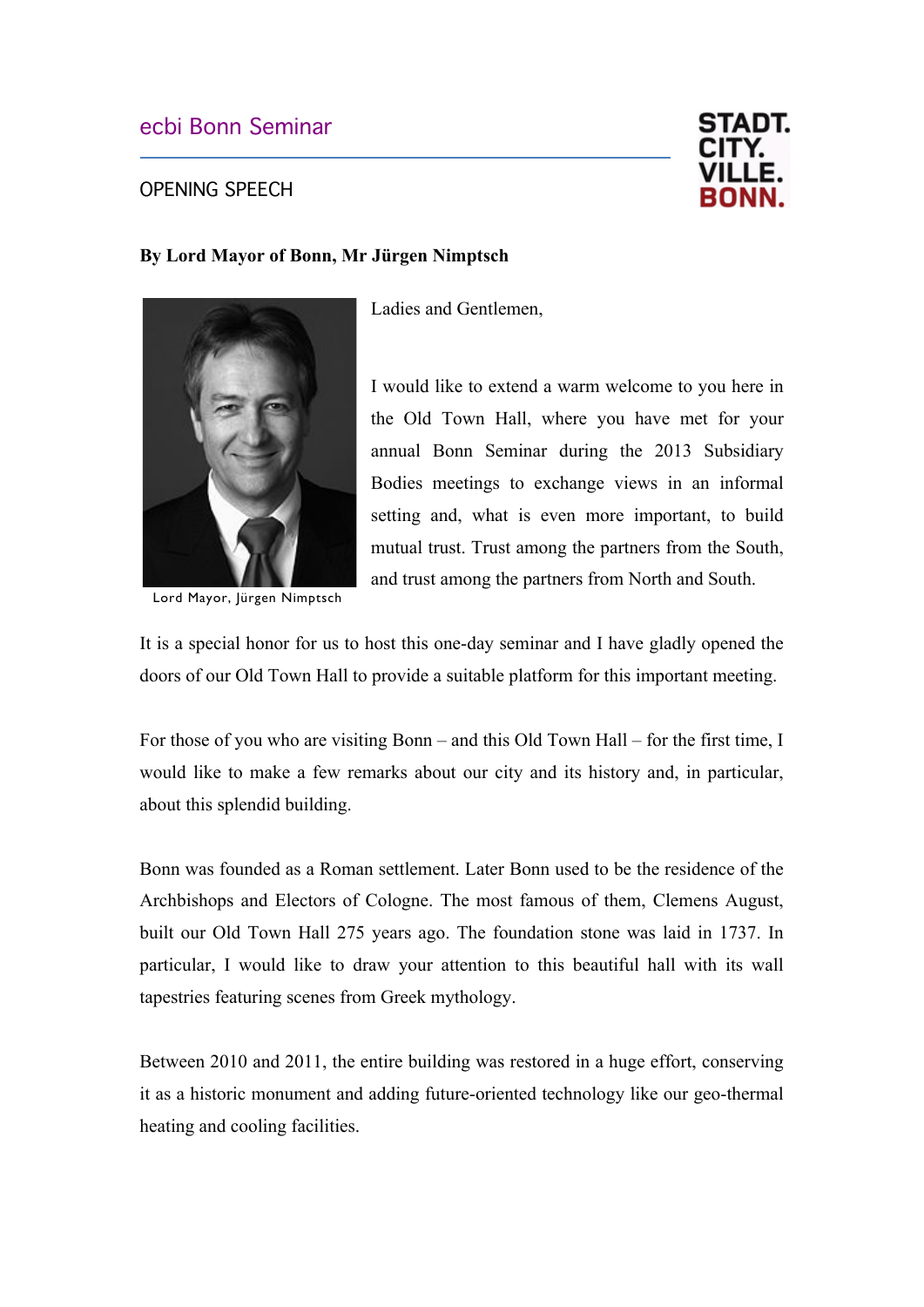# ecbi Bonn Seminar

## OPENING SPEECH

STADT.
CITY.
VILLE.
BONN.

**By Lord Mayor of Bonn, Mr Jürgen Nimptsch**

Lord Mayor, Jürgen Nimptsch

Ladies and Gentlemen,

I would like to extend a warm welcome to you here in the Old Town Hall, where you have met for your annual Bonn Seminar during the 2013 Subsidiary Bodies meetings to exchange views in an informal setting and, what is even more important, to build mutual trust. Trust among the partners from the South, and trust among the partners from North and South.

It is a special honor for us to host this one-day seminar and I have gladly opened the doors of our Old Town Hall to provide a suitable platform for this important meeting.

For those of you who are visiting Bonn – and this Old Town Hall – for the first time, I would like to make a few remarks about our city and its history and, in particular, about this splendid building.

Bonn was founded as a Roman settlement. Later Bonn used to be the residence of the Archbishops and Electors of Cologne. The most famous of them, Clemens August, built our Old Town Hall 275 years ago. The foundation stone was laid in 1737. In particular, I would like to draw your attention to this beautiful hall with its wall tapestries featuring scenes from Greek mythology.

Between 2010 and 2011, the entire building was restored in a huge effort, conserving it as a historic monument and adding future-oriented technology like our geo-thermal heating and cooling facilities.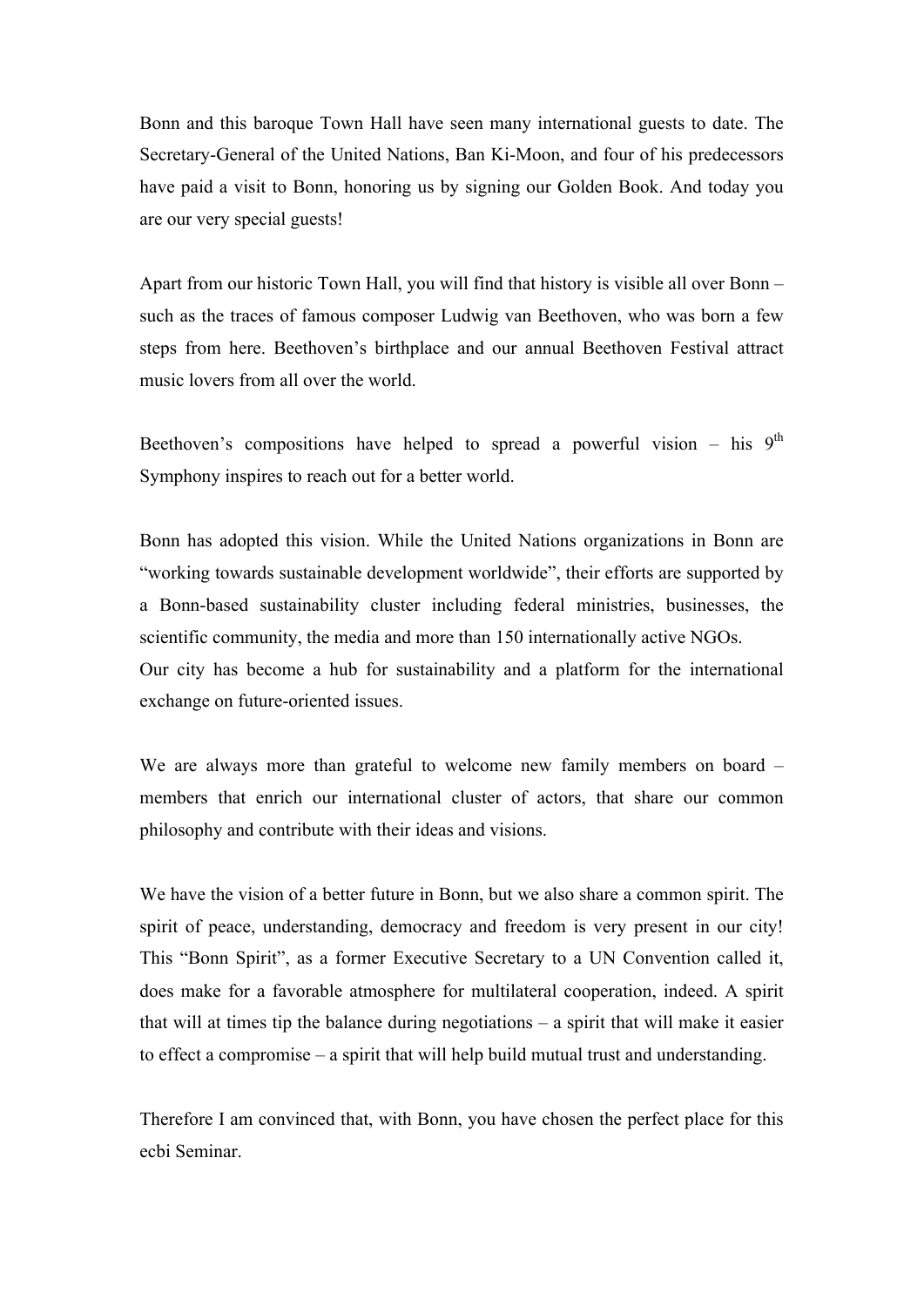Bonn and this baroque Town Hall have seen many international guests to date. The Secretary-General of the United Nations, Ban Ki-Moon, and four of his predecessors have paid a visit to Bonn, honoring us by signing our Golden Book. And today you are our very special guests!

Apart from our historic Town Hall, you will find that history is visible all over Bonn – such as the traces of famous composer Ludwig van Beethoven, who was born a few steps from here. Beethoven's birthplace and our annual Beethoven Festival attract music lovers from all over the world.

Beethoven's compositions have helped to spread a powerful vision – his 9th Symphony inspires to reach out for a better world.

Bonn has adopted this vision. While the United Nations organizations in Bonn are "working towards sustainable development worldwide", their efforts are supported by a Bonn-based sustainability cluster including federal ministries, businesses, the scientific community, the media and more than 150 internationally active NGOs.
Our city has become a hub for sustainability and a platform for the international exchange on future-oriented issues.

We are always more than grateful to welcome new family members on board – members that enrich our international cluster of actors, that share our common philosophy and contribute with their ideas and visions.

We have the vision of a better future in Bonn, but we also share a common spirit. The spirit of peace, understanding, democracy and freedom is very present in our city! This "Bonn Spirit", as a former Executive Secretary to a UN Convention called it, does make for a favorable atmosphere for multilateral cooperation, indeed. A spirit that will at times tip the balance during negotiations – a spirit that will make it easier to effect a compromise – a spirit that will help build mutual trust and understanding.

Therefore I am convinced that, with Bonn, you have chosen the perfect place for this ecbi Seminar.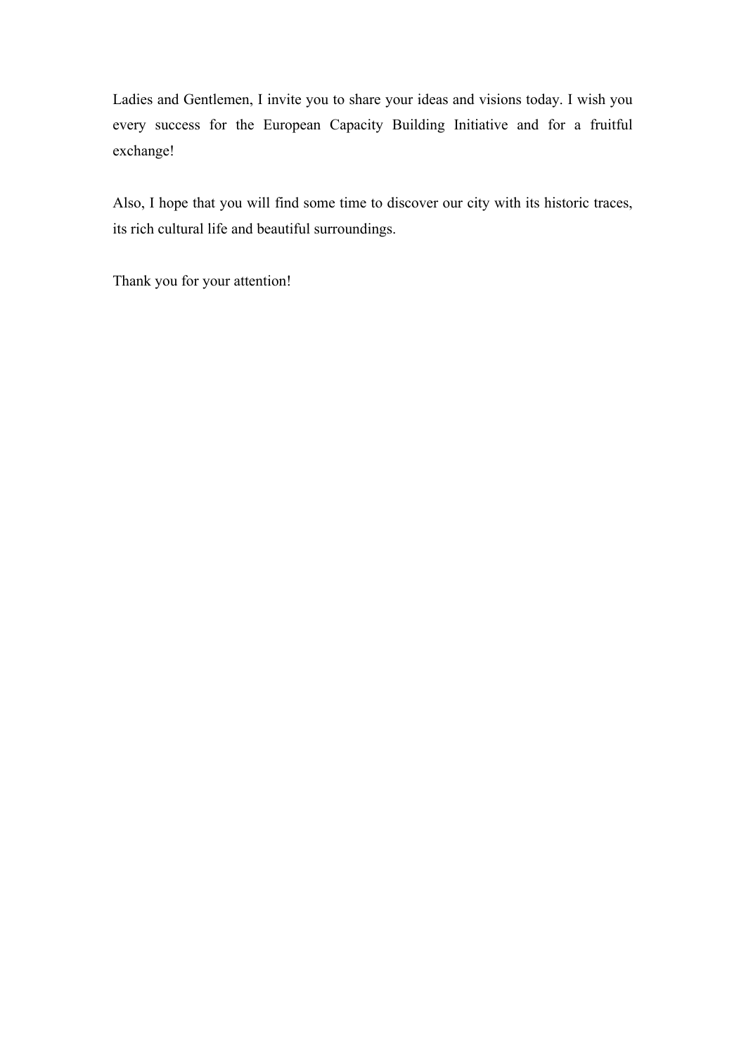Ladies and Gentlemen, I invite you to share your ideas and visions today. I wish you every success for the European Capacity Building Initiative and for a fruitful exchange!

Also, I hope that you will find some time to discover our city with its historic traces, its rich cultural life and beautiful surroundings.

Thank you for your attention!